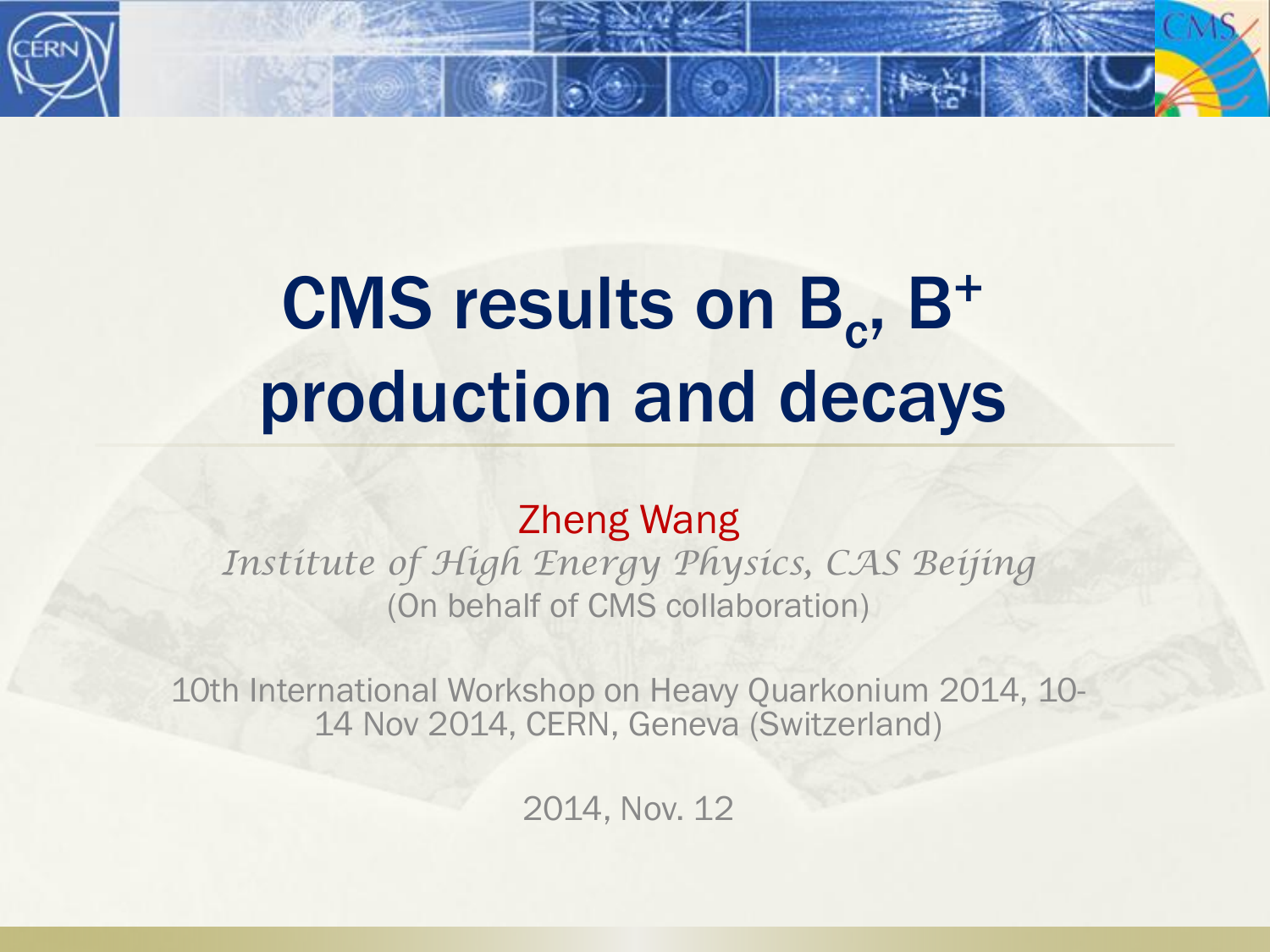# CMS results on $B_c$, $B^+$ production and decays

Zheng Wang

*Institute of High Energy Physics, CAS Beijing*

(On behalf of CMS collaboration)

10th International Workshop on Heavy Quarkonium 2014, 10-14 Nov 2014, CERN, Geneva (Switzerland)

2014, Nov. 12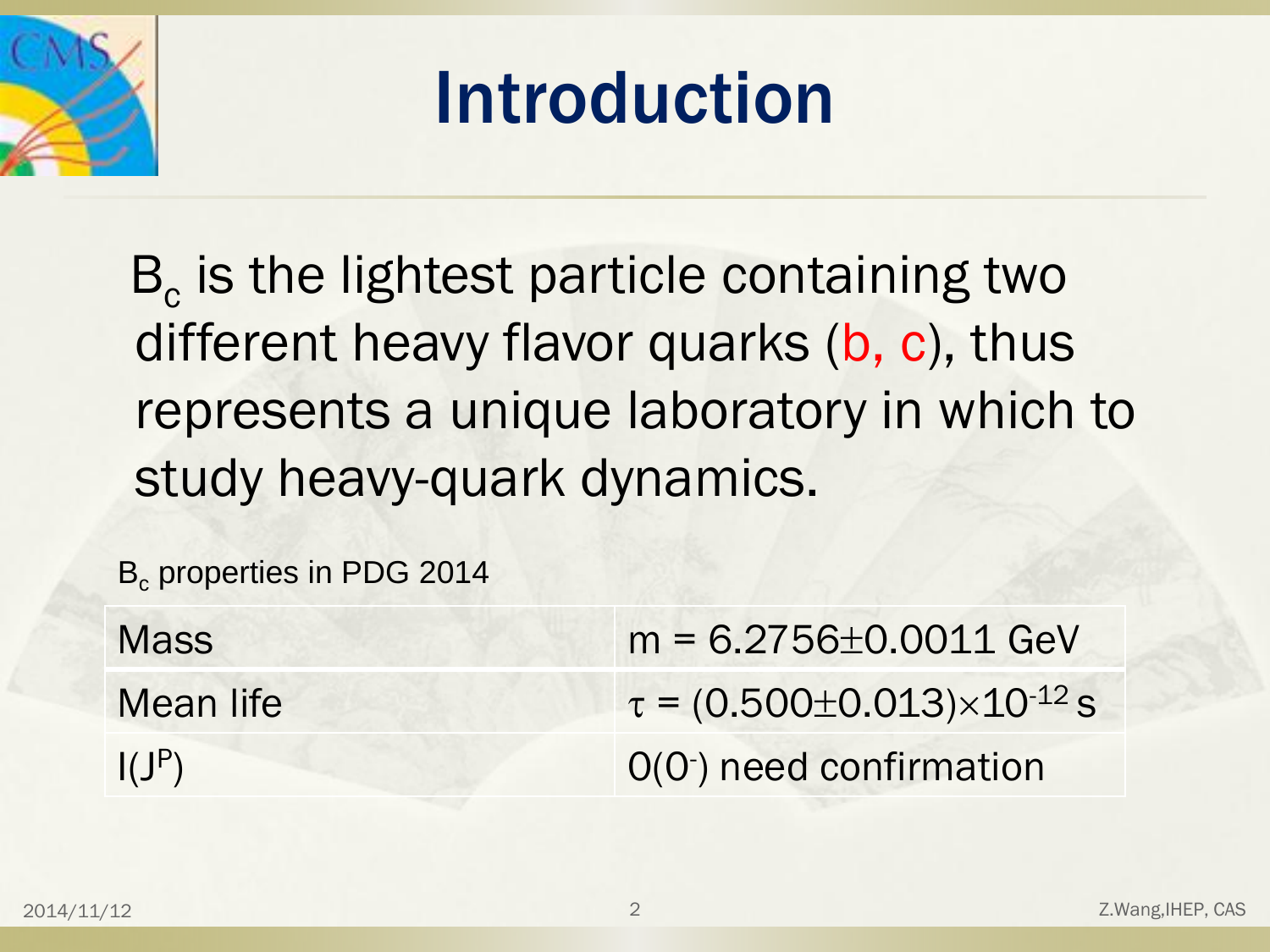# Introduction

$B_c$ is the lightest particle containing two different heavy flavor quarks (b, c), thus represents a unique laboratory in which to study heavy-quark dynamics.

$B_c$ properties in PDG 2014

| | |
|---|---|
| Mass | $m = 6.2756 \pm 0.0011$ GeV |
| Mean life | $\tau = (0.500 \pm 0.013) \times 10^{-12}$ s |
| $I(J^P)$ | $0(0^-)$ need confirmation |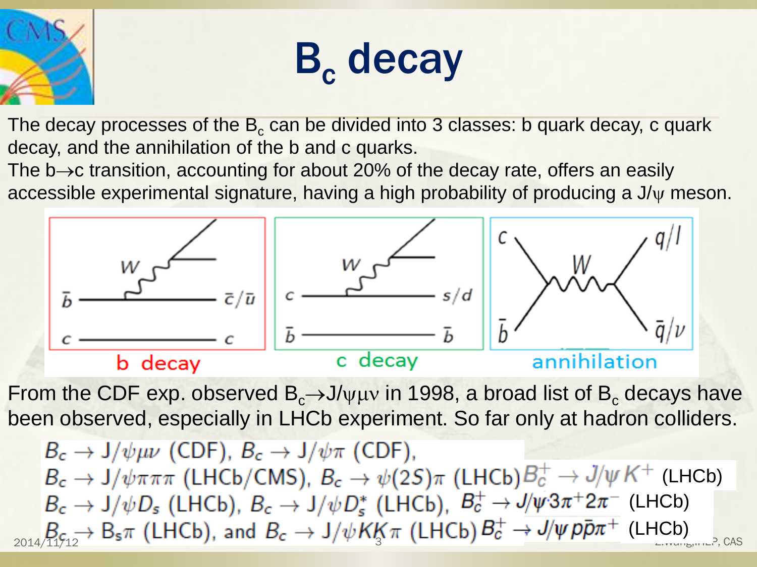# $B_c$ decay

The decay processes of the $B_c$ can be divided into 3 classes: b quark decay, c quark decay, and the annihilation of the b and c quarks.

The $b \to c$ transition, accounting for about 20% of the decay rate, offers an easily accessible experimental signature, having a high probability of producing a $J/\psi$ meson.

b decay | c decay | annihilation

From the CDF exp. observed $B_c \to J/\psi \mu \nu$ in 1998, a broad list of $B_c$ decays have been observed, especially in LHCb experiment. So far only at hadron colliders.

$B_c \to J/\psi \mu \nu$ (CDF), $B_c \to J/\psi \pi$ (CDF),
$B_c \to J/\psi \pi\pi\pi$ (LHCb/CMS), $B_c \to \psi(2S)\pi$ (LHCb) $B_c^+ \to J/\psi K^+$ (LHCb)
$B_c \to J/\psi D_s$ (LHCb), $B_c \to J/\psi D_s^*$ (LHCb), $B_c^+ \to J/\psi 3\pi^+ 2\pi^-$ (LHCb)
$B_c \to B_s \pi$ (LHCb), and $B_c \to J/\psi KK\pi$ (LHCb) $B_c^+ \to J/\psi p\bar{p}\pi^+$ (LHCb)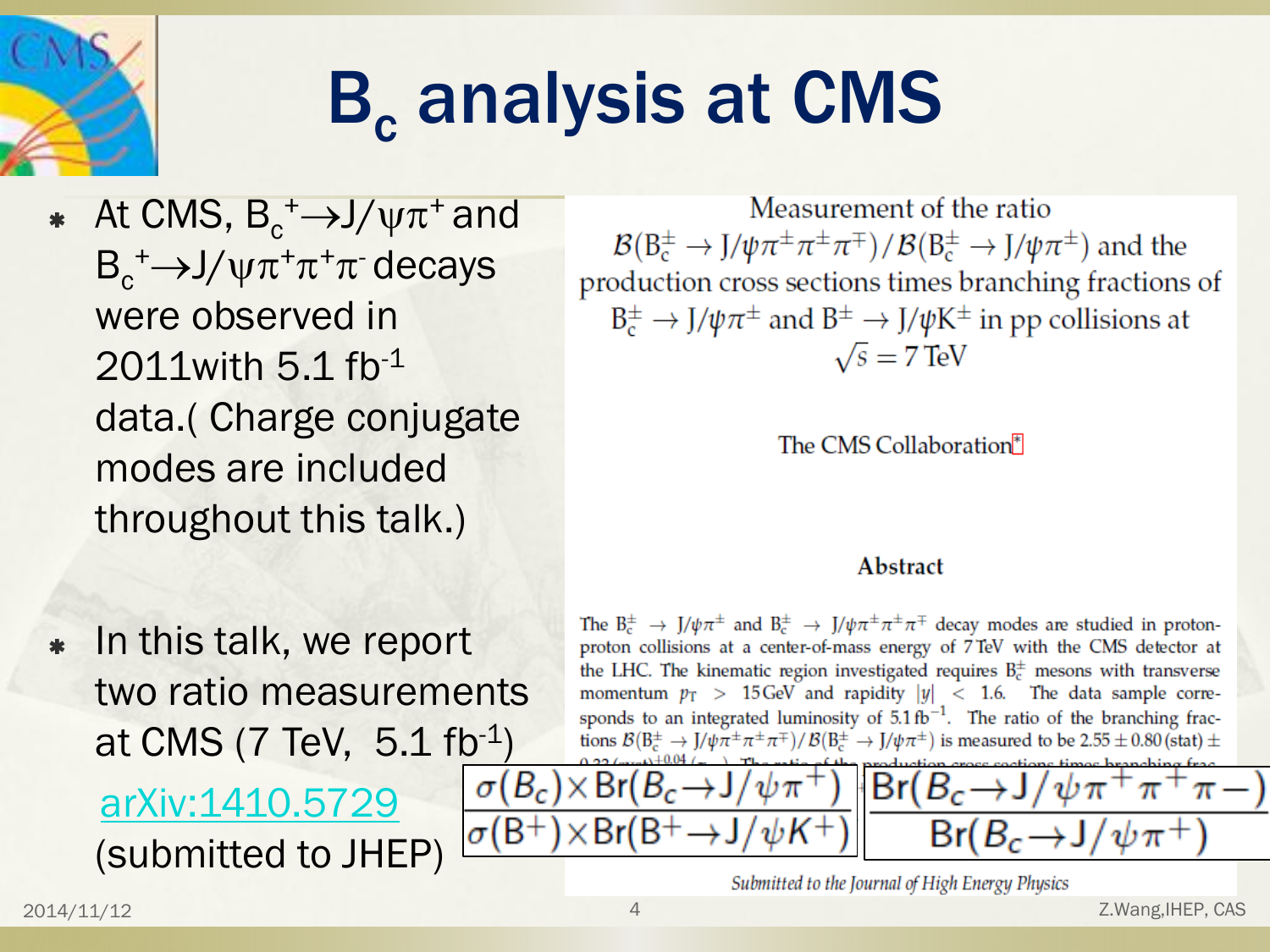# $B_c$ analysis at CMS

- At CMS, $B_c^+ \to J/\psi\pi^+$ and $B_c^+ \to J/\psi\pi^+\pi^+\pi^-$ decays were observed in 2011with 5.1 $fb^{-1}$ data.( Charge conjugate modes are included throughout this talk.)

- In this talk, we report two ratio measurements at CMS (7 TeV, 5.1 $fb^{-1}$)

  arXiv:1410.5729 (submitted to JHEP)

Measurement of the ratio $\mathcal{B}(B_c^\pm \to J/\psi\pi^\pm\pi^\pm\pi^\mp)/\mathcal{B}(B_c^\pm \to J/\psi\pi^\pm)$ and the production cross sections times branching fractions of $B_c^\pm \to J/\psi\pi^\pm$ and $B^\pm \to J/\psi K^\pm$ in pp collisions at $\sqrt{s} = 7\,\text{TeV}$

The CMS Collaboration[*]

### Abstract

The $B_c^\pm \to J/\psi\pi^\pm$ and $B_c^\pm \to J/\psi\pi^\pm\pi^\pm\pi^\mp$ decay modes are studied in proton-proton collisions at a center-of-mass energy of 7 TeV with the CMS detector at the LHC. The kinematic region investigated requires $B_c^\pm$ mesons with transverse momentum $p_T > 15\,\text{GeV}$ and rapidity $|y| < 1.6$. The data sample corresponds to an integrated luminosity of 5.1 $fb^{-1}$. The ratio of the branching fractions $\mathcal{B}(B_c^\pm \to J/\psi\pi^\pm\pi^\pm\pi^\mp)/\mathcal{B}(B_c^\pm \to J/\psi\pi^\pm)$ is measured to be $2.55 \pm 0.80\,(\text{stat}) \pm$ ...

$$\frac{\sigma(B_c)\times Br(B_c \to J/\psi\pi^+)}{\sigma(B^+)\times Br(B^+ \to J/\psi K^+)}$$

$$\frac{Br(B_c \to J/\psi\pi^+\pi^+\pi^-)}{Br(B_c \to J/\psi\pi^+)}$$

*Submitted to the Journal of High Energy Physics*

2014/11/12 Z.Wang,IHEP, CAS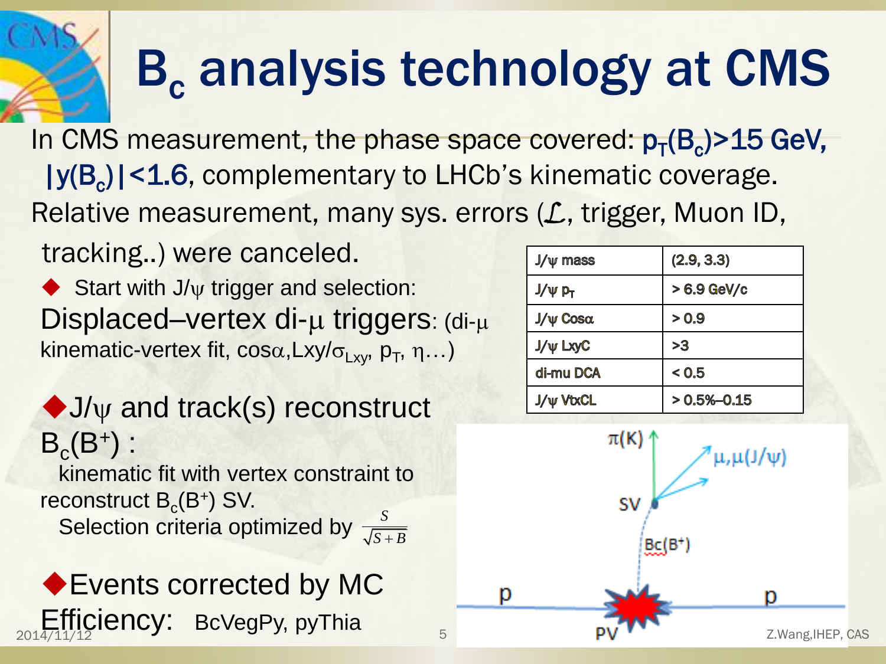# $B_c$ analysis technology at CMS

In CMS measurement, the phase space covered: $p_T(B_c)$>15 GeV, $|y(B_c)|$<1.6, complementary to LHCb's kinematic coverage.

Relative measurement, many sys. errors ($\mathcal{L}$, trigger, Muon ID, tracking..) were canceled.

- Start with $J/\psi$ trigger and selection:

Displaced–vertex di-$\mu$ triggers: (di-$\mu$ kinematic-vertex fit, $\cos\alpha$, $Lxy/\sigma_{Lxy}$, $p_T$, $\eta$…)

| $J/\psi$ mass | (2.9, 3.3) |
|---|---|
| $J/\psi$ $p_T$ | > 6.9 GeV/c |
| $J/\psi$ $\cos\alpha$ | > 0.9 |
| $J/\psi$ LxyC | >3 |
| di-mu DCA | < 0.5 |
| $J/\psi$ VtxCL | > 0.5%–0.15 |

- $J/\psi$ and track(s) reconstruct $B_c(B^+)$ :

kinematic fit with vertex constraint to reconstruct $B_c(B^+)$ SV.

Selection criteria optimized by $\frac{S}{\sqrt{S+B}}$

- Events corrected by MC Efficiency: BcVegPy, pyThia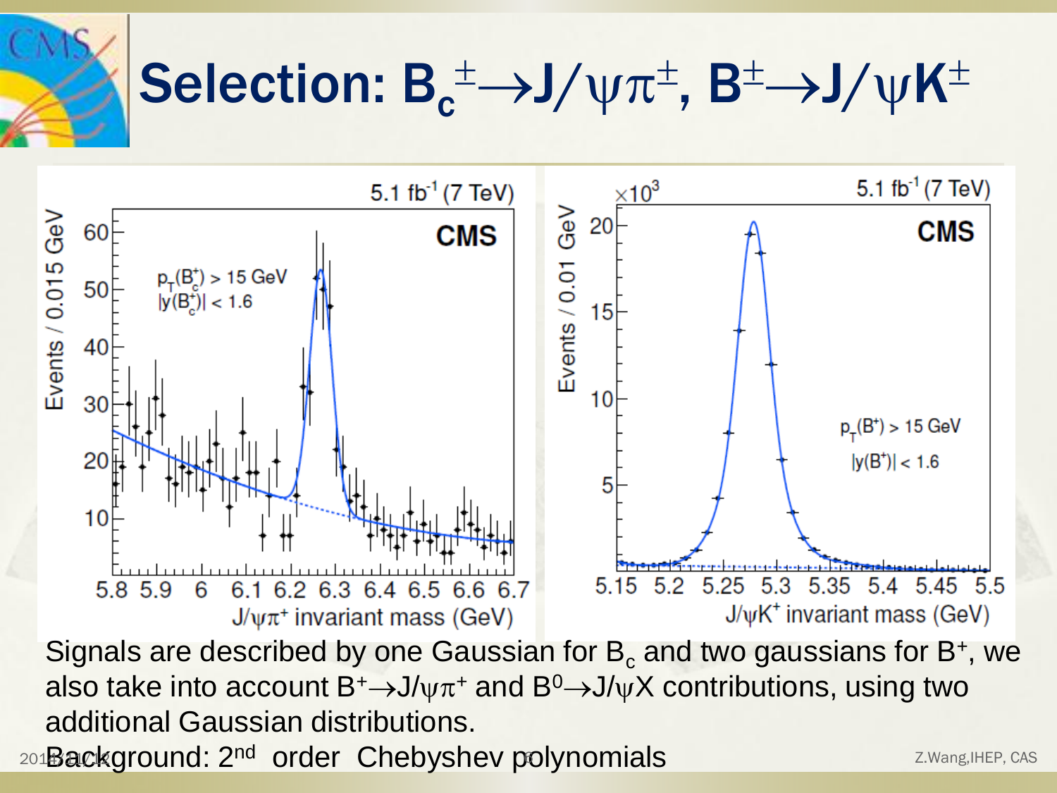# Selection: $B_c^{\pm} \to J/\psi\pi^{\pm}$, $B^{\pm} \to J/\psi K^{\pm}$

Signals are described by one Gaussian for $B_c$ and two gaussians for $B^+$, we also take into account $B^+ \to J/\psi\pi^+$ and $B^0 \to J/\psi X$ contributions, using two additional Gaussian distributions.

Background: $2^{nd}$ order Chebyshev polynomials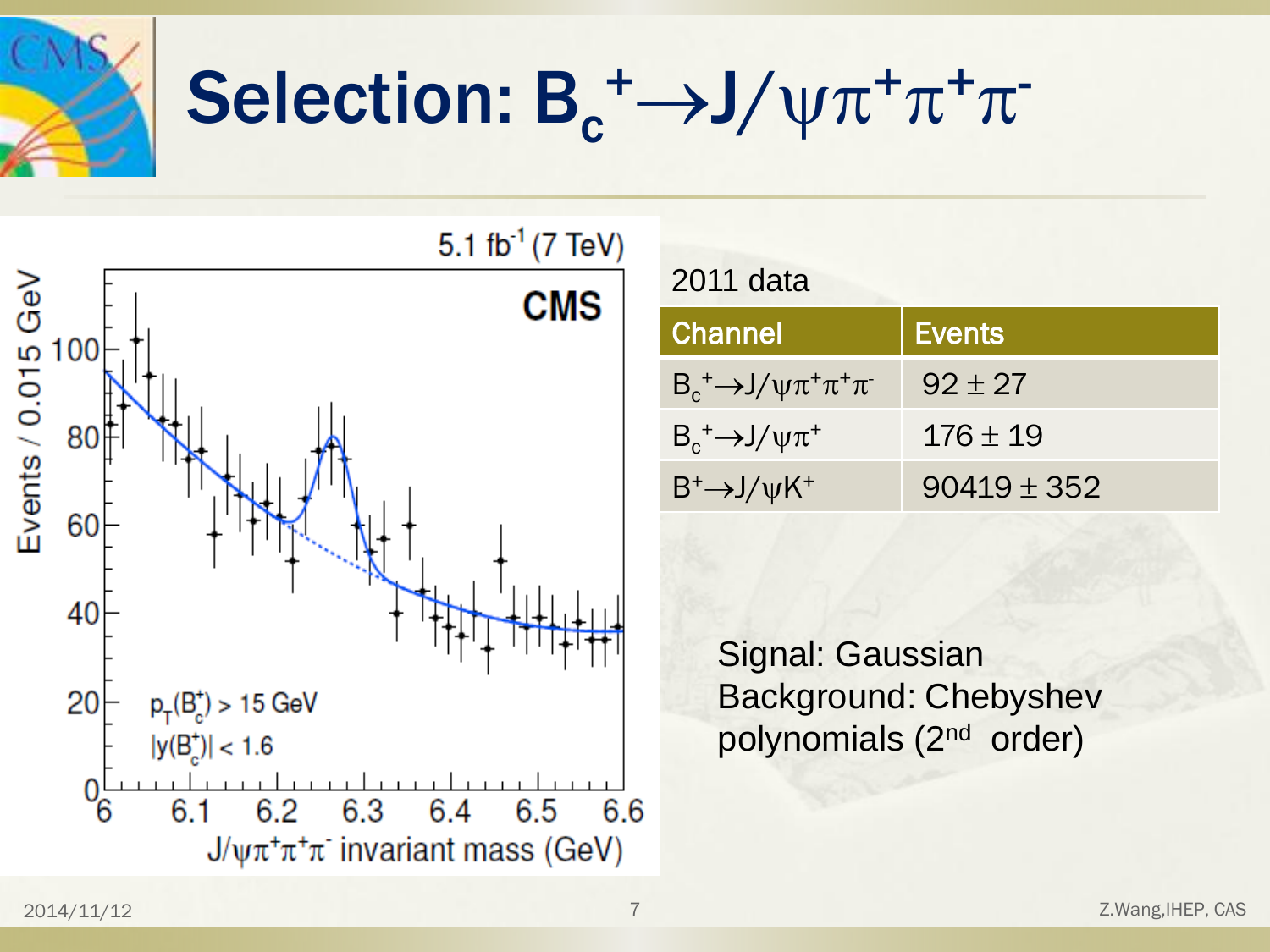# Selection: $B_c^+ \to J/\psi\pi^+\pi^+\pi^-$

2011 data

| Channel | Events |
|---|---|
| $B_c^+ \to J/\psi\pi^+\pi^+\pi^-$ | $92 \pm 27$ |
| $B_c^+ \to J/\psi\pi^+$ | $176 \pm 19$ |
| $B^+ \to J/\psi K^+$ | $90419 \pm 352$ |

Signal: Gaussian
Background: Chebyshev polynomials (2nd order)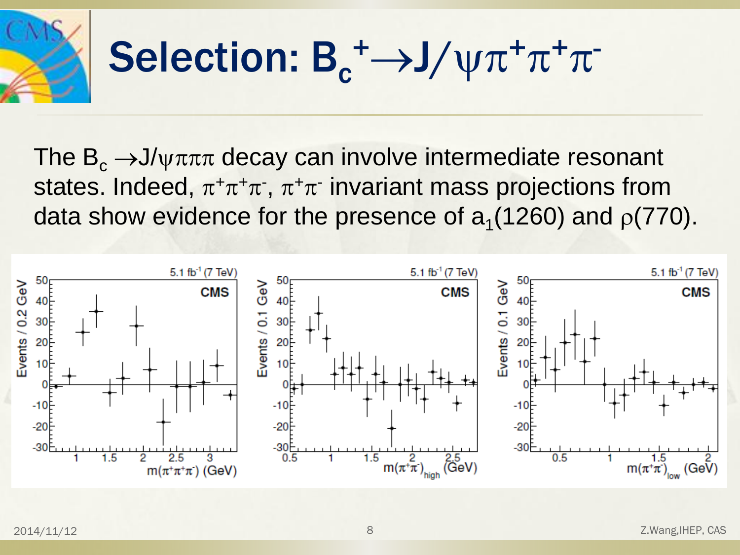# Selection: $B_c^+ \rightarrow J/\psi\pi^+\pi^+\pi^-$

The $B_c \rightarrow J/\psi\pi\pi\pi$ decay can involve intermediate resonant states. Indeed, $\pi^+\pi^+\pi^-$, $\pi^+\pi^-$ invariant mass projections from data show evidence for the presence of $a_1(1260)$ and $\rho(770)$.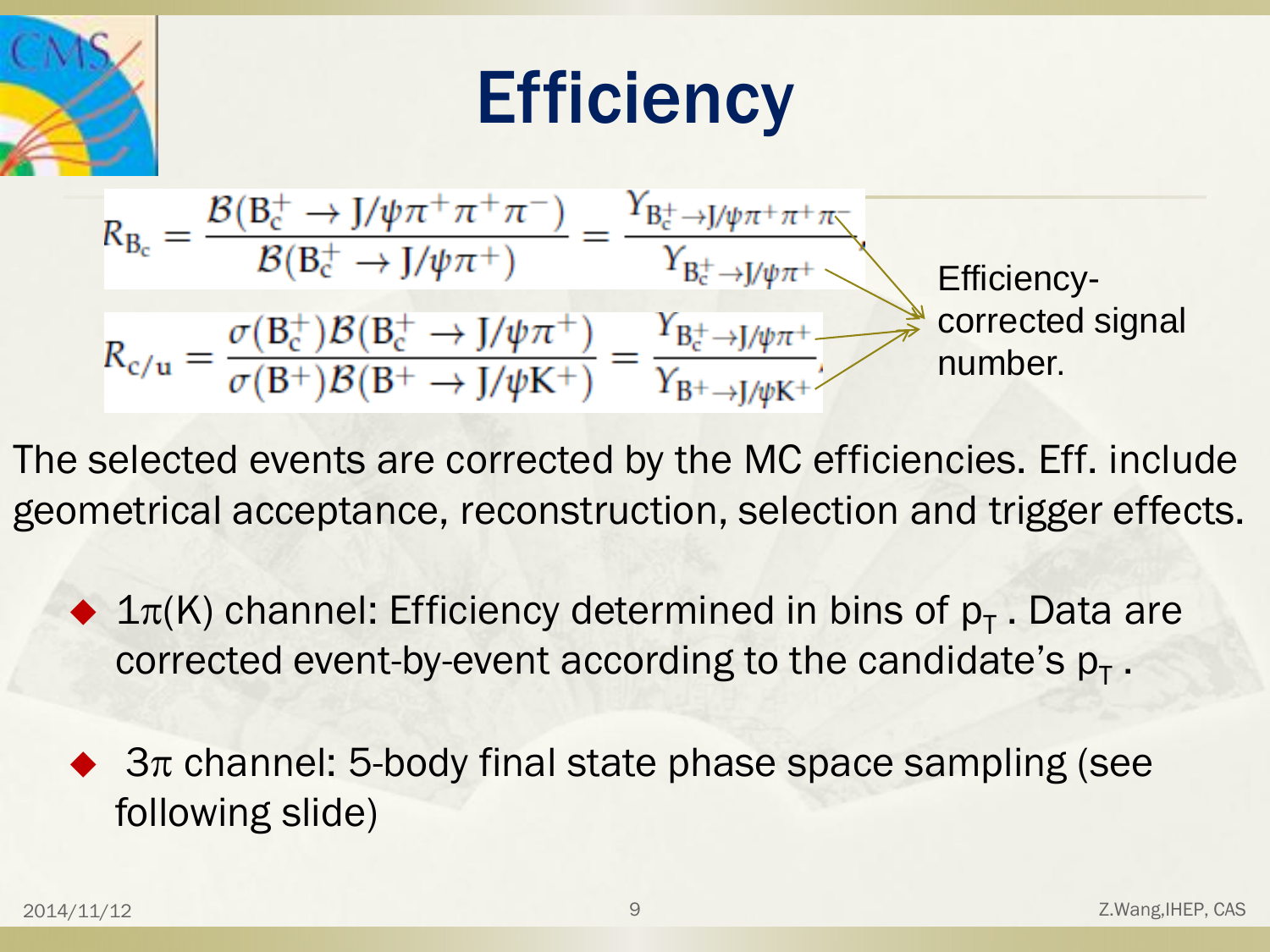# Efficiency

$$R_{B_c} = \frac{\mathcal{B}(B_c^+ \to J/\psi\pi^+\pi^+\pi^-)}{\mathcal{B}(B_c^+ \to J/\psi\pi^+)} = \frac{Y_{B_c^+ \to J/\psi\pi^+\pi^+\pi^-}}{Y_{B_c^+ \to J/\psi\pi^+}},$$

$$R_{c/u} = \frac{\sigma(B_c^+)\mathcal{B}(B_c^+ \to J/\psi\pi^+)}{\sigma(B^+)\mathcal{B}(B^+ \to J/\psi K^+)} = \frac{Y_{B_c^+ \to J/\psi\pi^+}}{Y_{B^+ \to J/\psi K^+}},$$

Efficiency-corrected signal number.

The selected events are corrected by the MC efficiencies. Eff. include geometrical acceptance, reconstruction, selection and trigger effects.

- $1\pi$(K) channel: Efficiency determined in bins of $p_T$ . Data are corrected event-by-event according to the candidate's $p_T$ .
- $3\pi$ channel: 5-body final state phase space sampling (see following slide)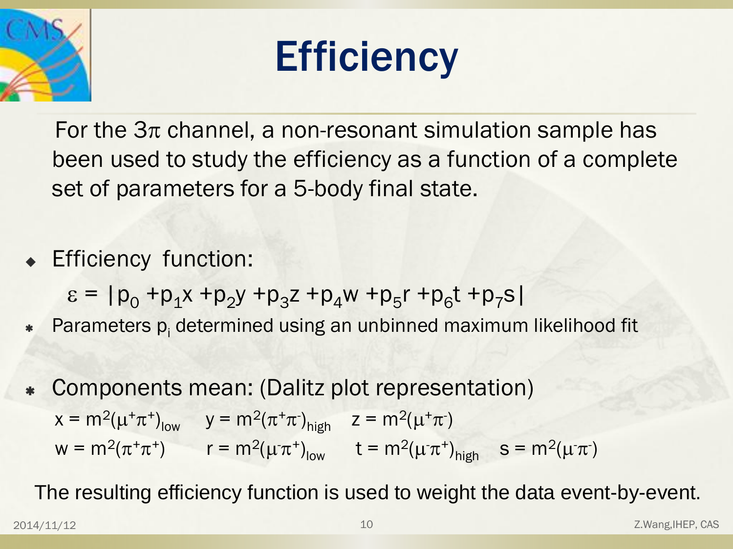# Efficiency

For the $3\pi$ channel, a non-resonant simulation sample has been used to study the efficiency as a function of a complete set of parameters for a 5-body final state.

- Efficiency function:

$$\varepsilon = |p_0 + p_1 x + p_2 y + p_3 z + p_4 w + p_5 r + p_6 t + p_7 s|$$

- Parameters $p_i$ determined using an unbinned maximum likelihood fit

- Components mean: (Dalitz plot representation)

  $x = m^2(\mu^+\pi^+)_{low}$ $y = m^2(\pi^+\pi^-)_{high}$ $z = m^2(\mu^+\pi^-)$

  $w = m^2(\pi^+\pi^+)$ $r = m^2(\mu^-\pi^+)_{low}$ $t = m^2(\mu^-\pi^+)_{high}$ $s = m^2(\mu^-\pi^-)$

The resulting efficiency function is used to weight the data event-by-event.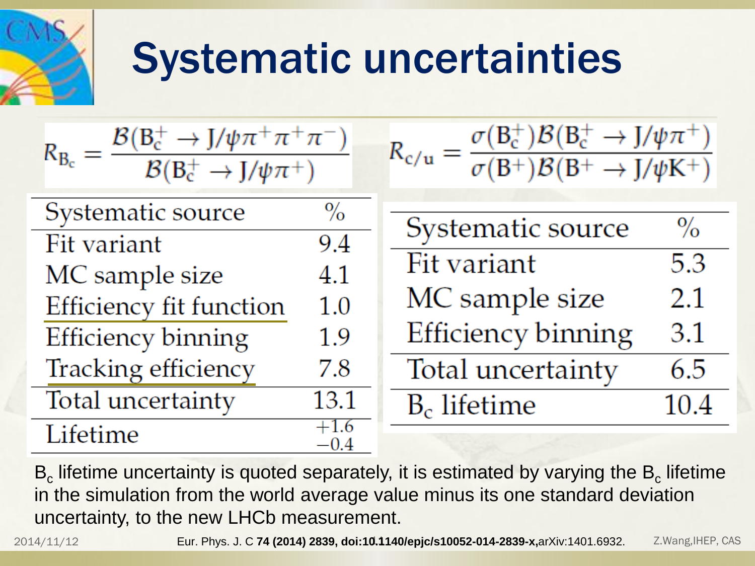# Systematic uncertainties

$$R_{B_c} = \frac{\mathcal{B}(B_c^+ \to J/\psi\pi^+\pi^+\pi^-)}{\mathcal{B}(B_c^+ \to J/\psi\pi^+)}$$

| Systematic source | % |
|---|---|
| Fit variant | 9.4 |
| MC sample size | 4.1 |
| Efficiency fit function | 1.0 |
| Efficiency binning | 1.9 |
| Tracking efficiency | 7.8 |
| Total uncertainty | 13.1 |
| Lifetime | $^{+1.6}_{-0.4}$ |

$$R_{c/u} = \frac{\sigma(B_c^+)\mathcal{B}(B_c^+ \to J/\psi\pi^+)}{\sigma(B^+)\mathcal{B}(B^+ \to J/\psi K^+)}$$

| Systematic source | % |
|---|---|
| Fit variant | 5.3 |
| MC sample size | 2.1 |
| Efficiency binning | 3.1 |
| Total uncertainty | 6.5 |
| $B_c$ lifetime | 10.4 |

$B_c$ lifetime uncertainty is quoted separately, it is estimated by varying the $B_c$ lifetime in the simulation from the world average value minus its one standard deviation uncertainty, to the new LHCb measurement.

Eur. Phys. J. C **74 (2014) 2839, doi:10.1140/epjc/s10052-014-2839-x,** arXiv:1401.6932.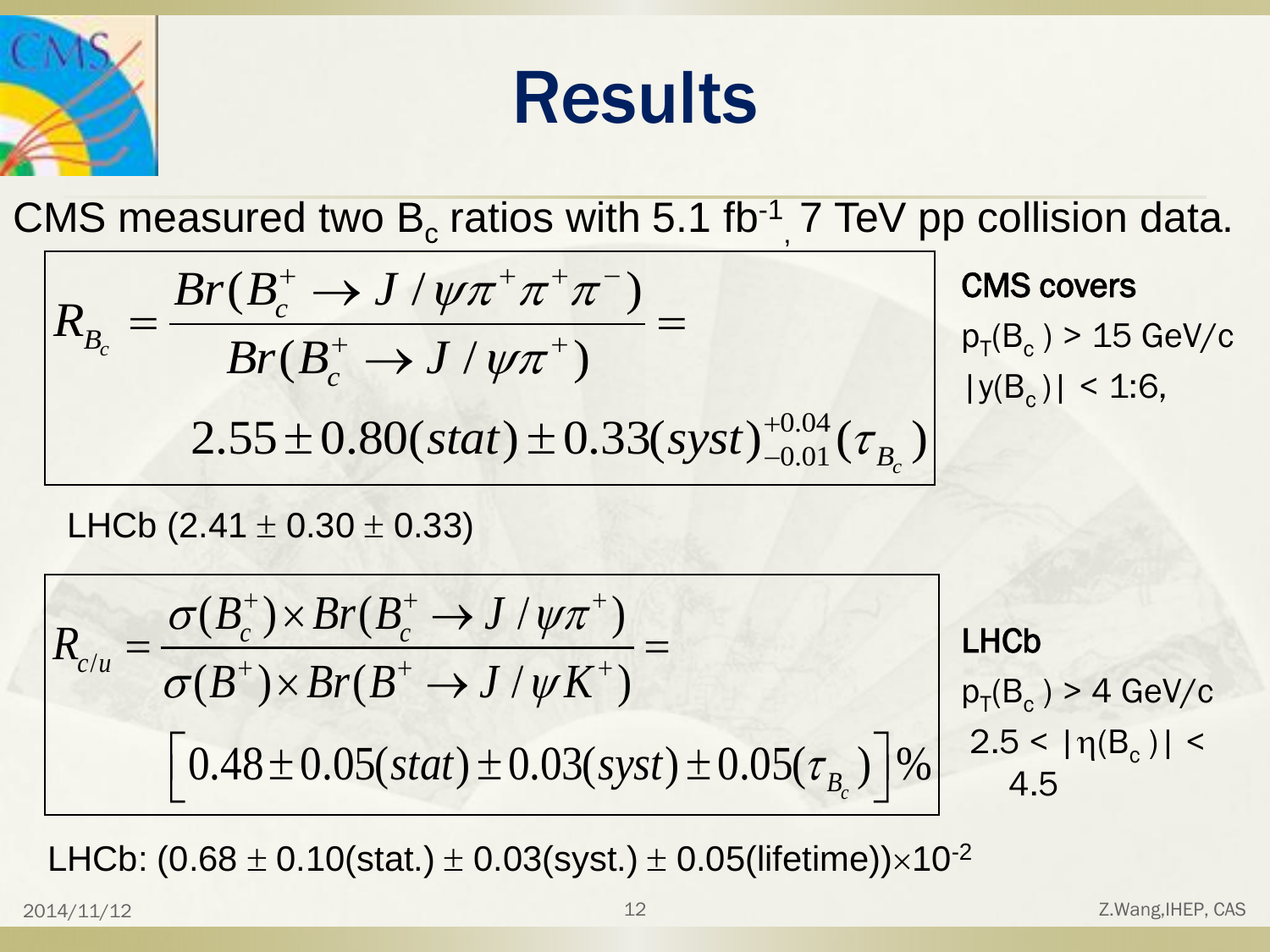# Results

CMS measured two $B_c$ ratios with 5.1 $fb^{-1}$, 7 TeV pp collision data.

$$R_{B_c} = \frac{Br(B_c^+ \to J/\psi\pi^+\pi^+\pi^-)}{Br(B_c^+ \to J/\psi\pi^+)} = 2.55 \pm 0.80(stat) \pm 0.33(syst)^{+0.04}_{-0.01}(\tau_{B_c})$$

**CMS covers**
$p_T(B_c) > 15$ GeV/c
$|y(B_c)| < 1.6$,

LHCb $(2.41 \pm 0.30 \pm 0.33)$

$$R_{c/u} = \frac{\sigma(B_c^+) \times Br(B_c^+ \to J/\psi\pi^+)}{\sigma(B^+) \times Br(B^+ \to J/\psi K^+)} = \left[0.48 \pm 0.05(stat) \pm 0.03(syst) \pm 0.05(\tau_{B_c})\right]\%$$

**LHCb**
$p_T(B_c) > 4$ GeV/c
$2.5 < |\eta(B_c)| < 4.5$

LHCb: $(0.68 \pm 0.10(\text{stat.}) \pm 0.03(\text{syst.}) \pm 0.05(\text{lifetime})) \times 10^{-2}$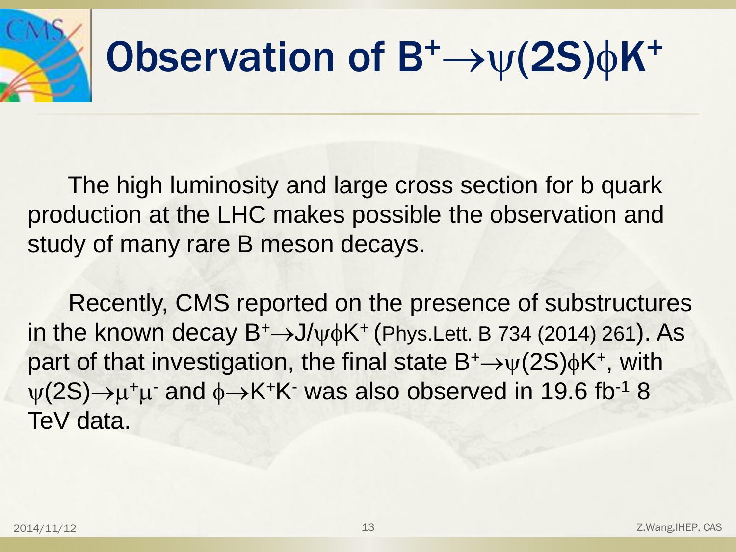# Observation of $B^+ \to \psi(2S)\phi K^+$

The high luminosity and large cross section for b quark production at the LHC makes possible the observation and study of many rare B meson decays.

Recently, CMS reported on the presence of substructures in the known decay $B^+ \to J/\psi\phi K^+$ (Phys.Lett. B 734 (2014) 261). As part of that investigation, the final state $B^+ \to \psi(2S)\phi K^+$, with $\psi(2S) \to \mu^+\mu^-$ and $\phi \to K^+K^-$ was also observed in 19.6 $fb^{-1}$ 8 TeV data.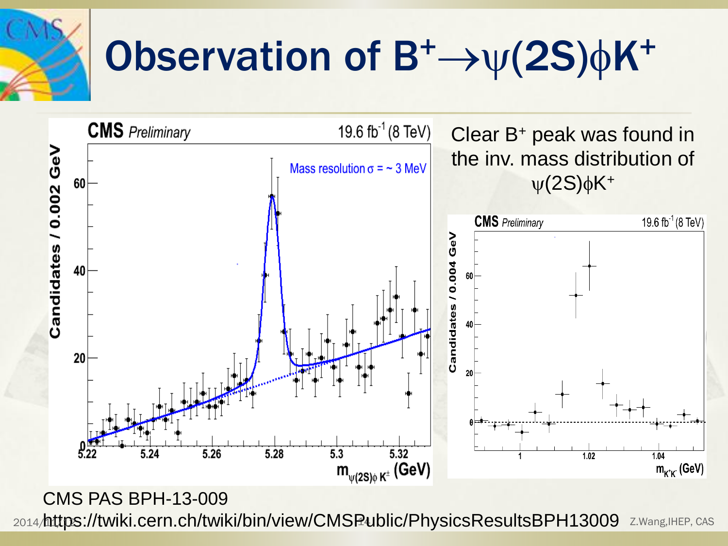# Observation of $B^+ \rightarrow \psi(2S)\phi K^+$

Clear $B^+$ peak was found in the inv. mass distribution of $\psi(2S)\phi K^+$

CMS PAS BPH-13-009

https://twiki.cern.ch/twiki/bin/view/CMSPublic/PhysicsResultsBPH13009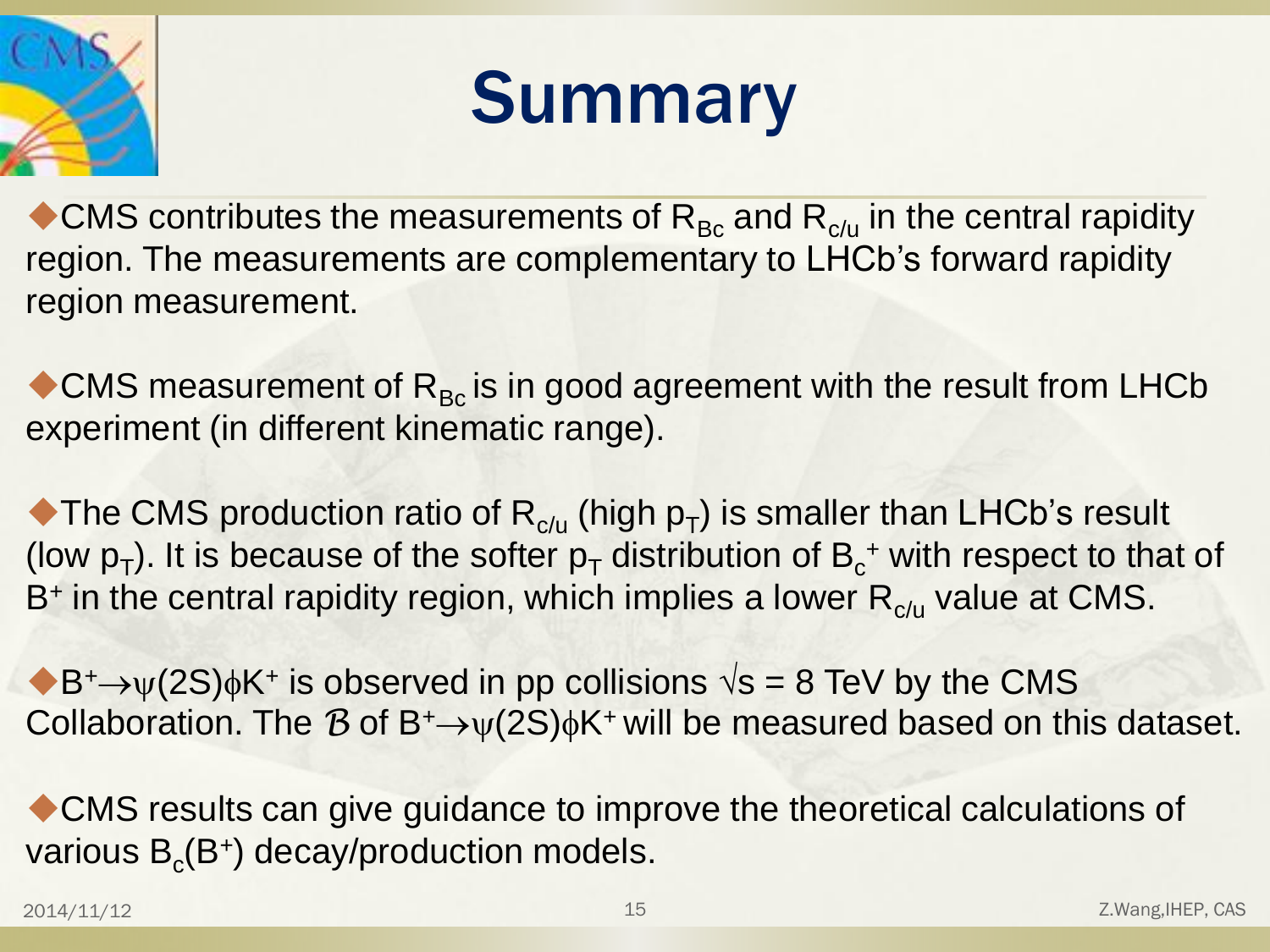# Summary

- CMS contributes the measurements of $R_{Bc}$ and $R_{c/u}$ in the central rapidity region. The measurements are complementary to LHCb's forward rapidity region measurement.

- CMS measurement of $R_{Bc}$ is in good agreement with the result from LHCb experiment (in different kinematic range).

- The CMS production ratio of $R_{c/u}$ (high $p_T$) is smaller than LHCb's result (low $p_T$). It is because of the softer $p_T$ distribution of $B_c^+$ with respect to that of $B^+$ in the central rapidity region, which implies a lower $R_{c/u}$ value at CMS.

- $B^+ \to \psi(2S)\phi K^+$ is observed in pp collisions $\sqrt{s}$ = 8 TeV by the CMS Collaboration. The $\mathcal{B}$ of $B^+ \to \psi(2S)\phi K^+$ will be measured based on this dataset.

- CMS results can give guidance to improve the theoretical calculations of various $B_c(B^+)$ decay/production models.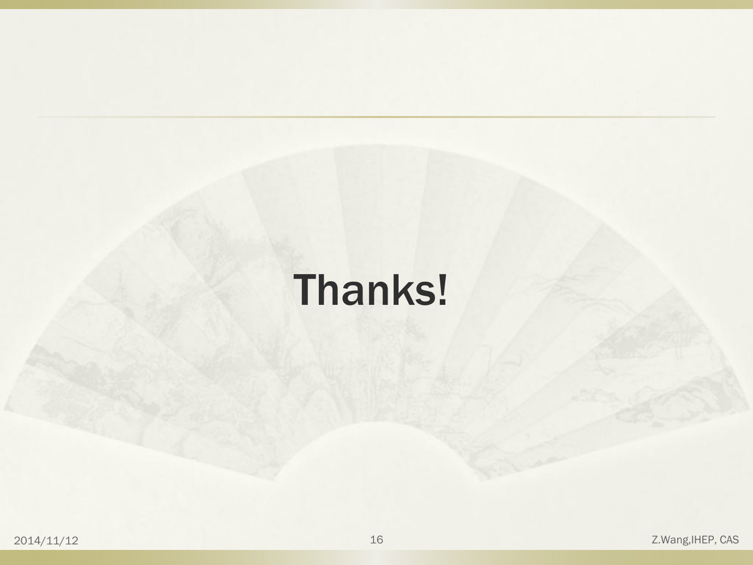Thanks!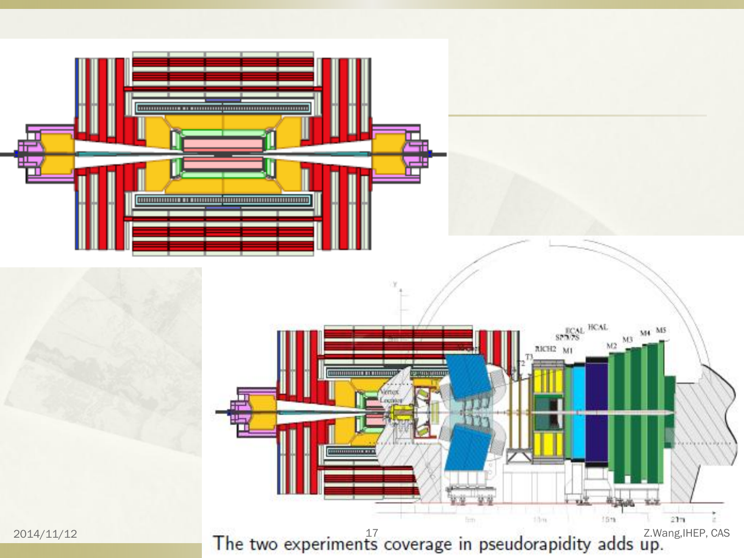The two experiments coverage in pseudorapidity adds up.